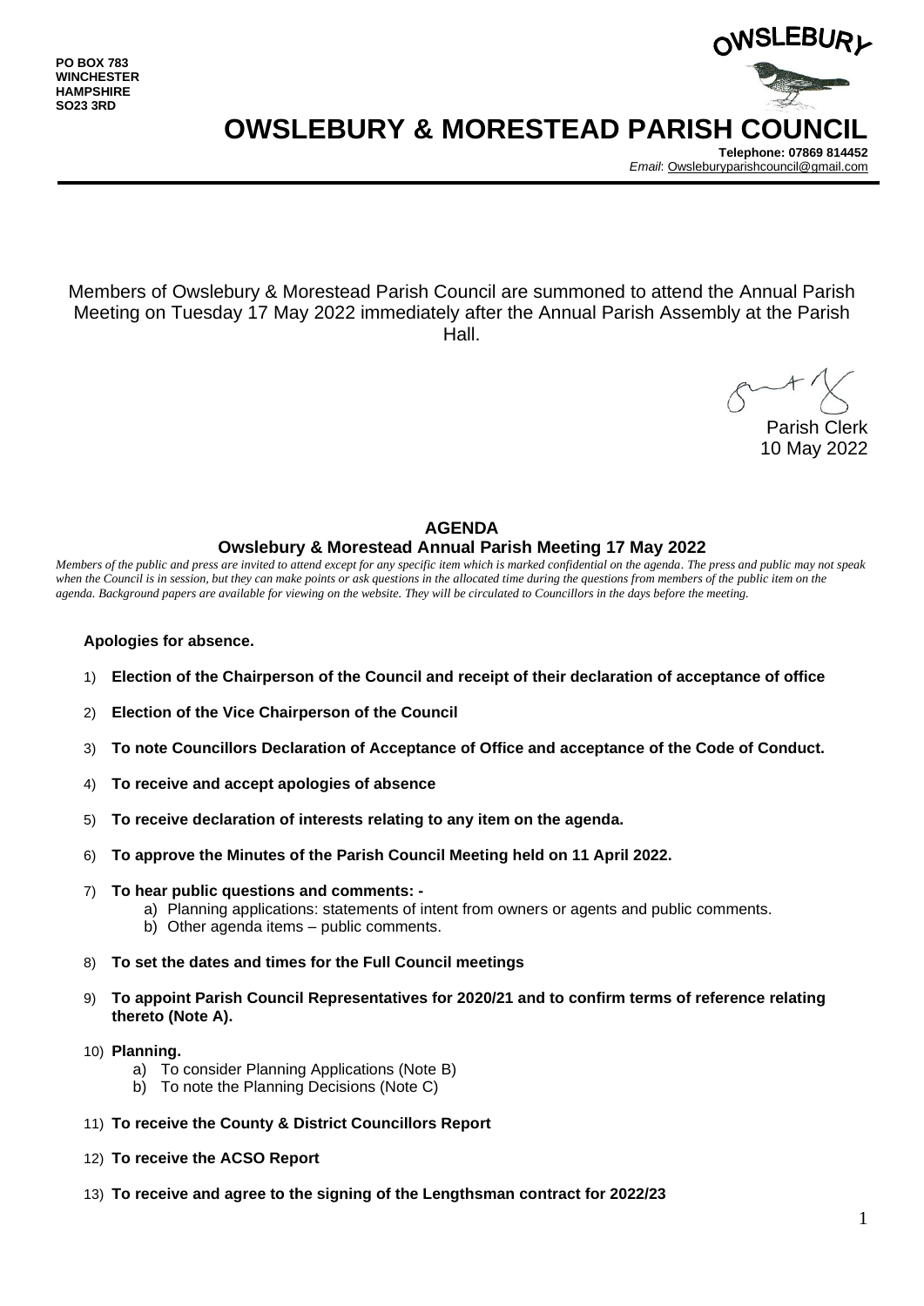**PO BOX 783**
**WINCHESTER**
**HAMPSHIRE**
**SO23 3RD**

OWSLEBURY

# OWSLEBURY & MORESTEAD PARISH COUNCIL

**Telephone: 07869 814452**
*Email*: Owsleburyparishcouncil@gmail.com

Members of Owslebury & Morestead Parish Council are summoned to attend the Annual Parish Meeting on Tuesday 17 May 2022 immediately after the Annual Parish Assembly at the Parish Hall.

Parish Clerk
10 May 2022

## AGENDA

### Owslebury & Morestead Annual Parish Meeting 17 May 2022

*Members of the public and press are invited to attend except for any specific item which is marked confidential on the agenda. The press and public may not speak when the Council is in session, but they can make points or ask questions in the allocated time during the questions from members of the public item on the agenda. Background papers are available for viewing on the website. They will be circulated to Councillors in the days before the meeting.*

**Apologies for absence.**

1) **Election of the Chairperson of the Council and receipt of their declaration of acceptance of office**
2) **Election of the Vice Chairperson of the Council**
3) **To note Councillors Declaration of Acceptance of Office and acceptance of the Code of Conduct.**
4) **To receive and accept apologies of absence**
5) **To receive declaration of interests relating to any item on the agenda.**
6) **To approve the Minutes of the Parish Council Meeting held on 11 April 2022.**
7) **To hear public questions and comments: -**
   a) Planning applications: statements of intent from owners or agents and public comments.
   b) Other agenda items – public comments.
8) **To set the dates and times for the Full Council meetings**
9) **To appoint Parish Council Representatives for 2020/21 and to confirm terms of reference relating thereto (Note A).**
10) **Planning.**
    a) To consider Planning Applications (Note B)
    b) To note the Planning Decisions (Note C)
11) **To receive the County & District Councillors Report**
12) **To receive the ACSO Report**
13) **To receive and agree to the signing of the Lengthsman contract for 2022/23**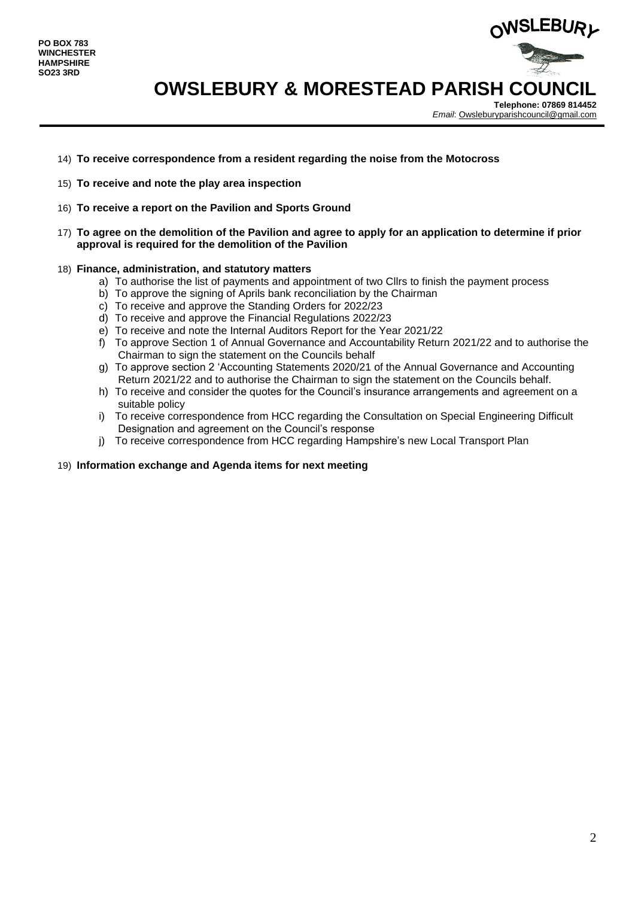PO BOX 783
WINCHESTER
HAMPSHIRE
SO23 3RD

# OWSLEBURY & MORESTEAD PARISH COUNCIL

**Telephone: 07869 814452**
*Email*: Owsleburyparishcouncil@gmail.com

14) **To receive correspondence from a resident regarding the noise from the Motocross**

15) **To receive and note the play area inspection**

16) **To receive a report on the Pavilion and Sports Ground**

17) **To agree on the demolition of the Pavilion and agree to apply for an application to determine if prior approval is required for the demolition of the Pavilion**

18) **Finance, administration, and statutory matters**
    a) To authorise the list of payments and appointment of two Cllrs to finish the payment process
    b) To approve the signing of Aprils bank reconciliation by the Chairman
    c) To receive and approve the Standing Orders for 2022/23
    d) To receive and approve the Financial Regulations 2022/23
    e) To receive and note the Internal Auditors Report for the Year 2021/22
    f) To approve Section 1 of Annual Governance and Accountability Return 2021/22 and to authorise the Chairman to sign the statement on the Councils behalf
    g) To approve section 2 'Accounting Statements 2020/21 of the Annual Governance and Accounting Return 2021/22 and to authorise the Chairman to sign the statement on the Councils behalf.
    h) To receive and consider the quotes for the Council's insurance arrangements and agreement on a suitable policy
    i) To receive correspondence from HCC regarding the Consultation on Special Engineering Difficult Designation and agreement on the Council's response
    j) To receive correspondence from HCC regarding Hampshire's new Local Transport Plan

19) **Information exchange and Agenda items for next meeting**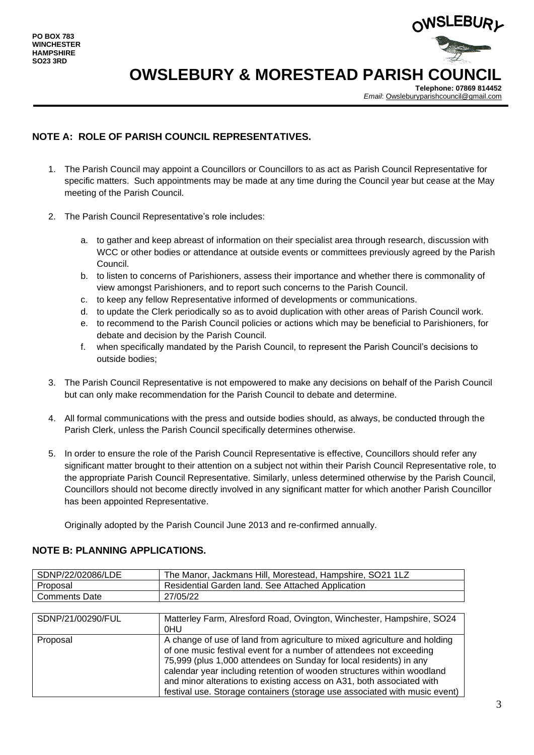PO BOX 783
WINCHESTER
HAMPSHIRE
SO23 3RD

OWSLEBURY

# OWSLEBURY & MORESTEAD PARISH COUNCIL

**Telephone: 07869 814452**
*Email*: Owsleburyparishcouncil@gmail.com

## NOTE A: ROLE OF PARISH COUNCIL REPRESENTATIVES.

1. The Parish Council may appoint a Councillors or Councillors to as act as Parish Council Representative for specific matters. Such appointments may be made at any time during the Council year but cease at the May meeting of the Parish Council.

2. The Parish Council Representative's role includes:

   a. to gather and keep abreast of information on their specialist area through research, discussion with WCC or other bodies or attendance at outside events or committees previously agreed by the Parish Council.
   b. to listen to concerns of Parishioners, assess their importance and whether there is commonality of view amongst Parishioners, and to report such concerns to the Parish Council.
   c. to keep any fellow Representative informed of developments or communications.
   d. to update the Clerk periodically so as to avoid duplication with other areas of Parish Council work.
   e. to recommend to the Parish Council policies or actions which may be beneficial to Parishioners, for debate and decision by the Parish Council.
   f. when specifically mandated by the Parish Council, to represent the Parish Council's decisions to outside bodies;

3. The Parish Council Representative is not empowered to make any decisions on behalf of the Parish Council but can only make recommendation for the Parish Council to debate and determine.

4. All formal communications with the press and outside bodies should, as always, be conducted through the Parish Clerk, unless the Parish Council specifically determines otherwise.

5. In order to ensure the role of the Parish Council Representative is effective, Councillors should refer any significant matter brought to their attention on a subject not within their Parish Council Representative role, to the appropriate Parish Council Representative. Similarly, unless determined otherwise by the Parish Council, Councillors should not become directly involved in any significant matter for which another Parish Councillor has been appointed Representative.

   Originally adopted by the Parish Council June 2013 and re-confirmed annually.

## NOTE B: PLANNING APPLICATIONS.

| SDNP/22/02086/LDE | The Manor, Jackmans Hill, Morestead, Hampshire, SO21 1LZ |
|---|---|
| Proposal | Residential Garden land. See Attached Application |
| Comments Date | 27/05/22 |

| SDNP/21/00290/FUL | Matterley Farm, Alresford Road, Ovington, Winchester, Hampshire, SO24 0HU |
|---|---|
| Proposal | A change of use of land from agriculture to mixed agriculture and holding of one music festival event for a number of attendees not exceeding 75,999 (plus 1,000 attendees on Sunday for local residents) in any calendar year including retention of wooden structures within woodland and minor alterations to existing access on A31, both associated with festival use. Storage containers (storage use associated with music event) |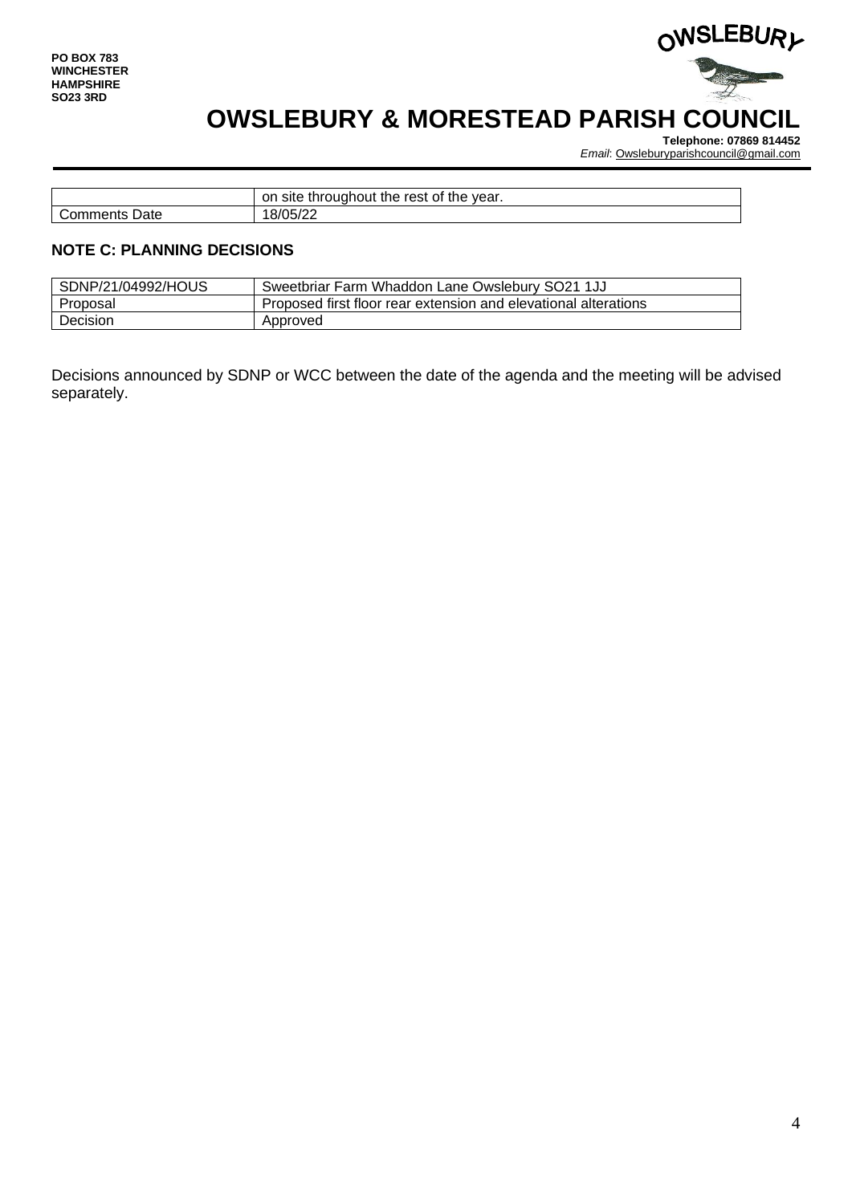| | |
|---|---|
| | on site throughout the rest of the year. |
| Comments Date | 18/05/22 |

**NOTE C: PLANNING DECISIONS**

| | |
|---|---|
| SDNP/21/04992/HOUS | Sweetbriar Farm Whaddon Lane Owslebury SO21 1JJ |
| Proposal | Proposed first floor rear extension and elevational alterations |
| Decision | Approved |

Decisions announced by SDNP or WCC between the date of the agenda and the meeting will be advised separately.